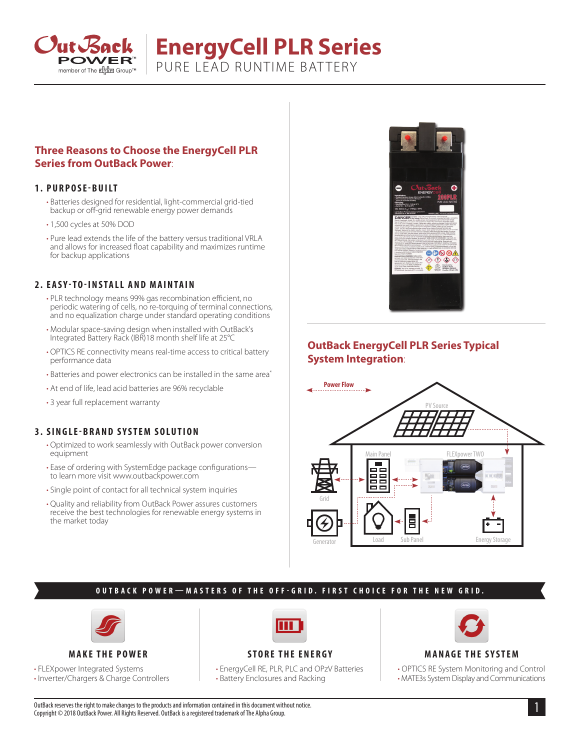# EnergyCell PLR Series

PURE LEAD RUNTIME BATTERY

## Three Reasons to Choose the EnergyCell PLR Series from OutBack Power:

### 1. PURPOSE-BUILT

- Batteries designed for residential, light-commercial grid-tied backup or off-grid renewable energy power demands
- 1,500 cycles at 50% DOD
- Pure lead extends the life of the battery versus traditional VRLA and allows for increased float capability and maximizes runtime for backup applications

### 2. EASY-TO-INSTALL AND MAINTAIN

- PLR technology means 99% gas recombination efficient, no periodic watering of cells, no re-torquing of terminal connections, and no equalization charge under standard operating conditions
- Modular space-saving design when installed with OutBack's Integrated Battery Rack (IBR)18 month shelf life at 25°C
- OPTICS RE connectivity means real-time access to critical battery performance data
- Batteries and power electronics can be installed in the same area*
- At end of life, lead acid batteries are 96% recyclable
- 3 year full replacement warranty

### 3. SINGLE-BRAND SYSTEM SOLUTION

- Optimized to work seamlessly with OutBack power conversion equipment
- Ease of ordering with SystemEdge package configurations—to learn more visit www.outbackpower.com
- Single point of contact for all technical system inquiries
- Quality and reliability from OutBack Power assures customers receive the best technologies for renewable energy systems in the market today

## OutBack EnergyCell PLR Series Typical System Integration:

Power Flow

PV Source

Main Panel

FLEXpower TWO

Grid

Generator

Load

Sub Panel

Energy Storage

**OUTBACK POWER—MASTERS OF THE OFF-GRID. FIRST CHOICE FOR THE NEW GRID.**

### MAKE THE POWER

- FLEXpower Integrated Systems
- Inverter/Chargers & Charge Controllers

### STORE THE ENERGY

- EnergyCell RE, PLR, PLC and OPzV Batteries
- Battery Enclosures and Racking

### MANAGE THE SYSTEM

- OPTICS RE System Monitoring and Control
- MATE3s System Display and Communications

OutBack reserves the right to make changes to the products and information contained in this document without notice.
Copyright © 2018 OutBack Power. All Rights Reserved. OutBack is a registered trademark of The Alpha Group.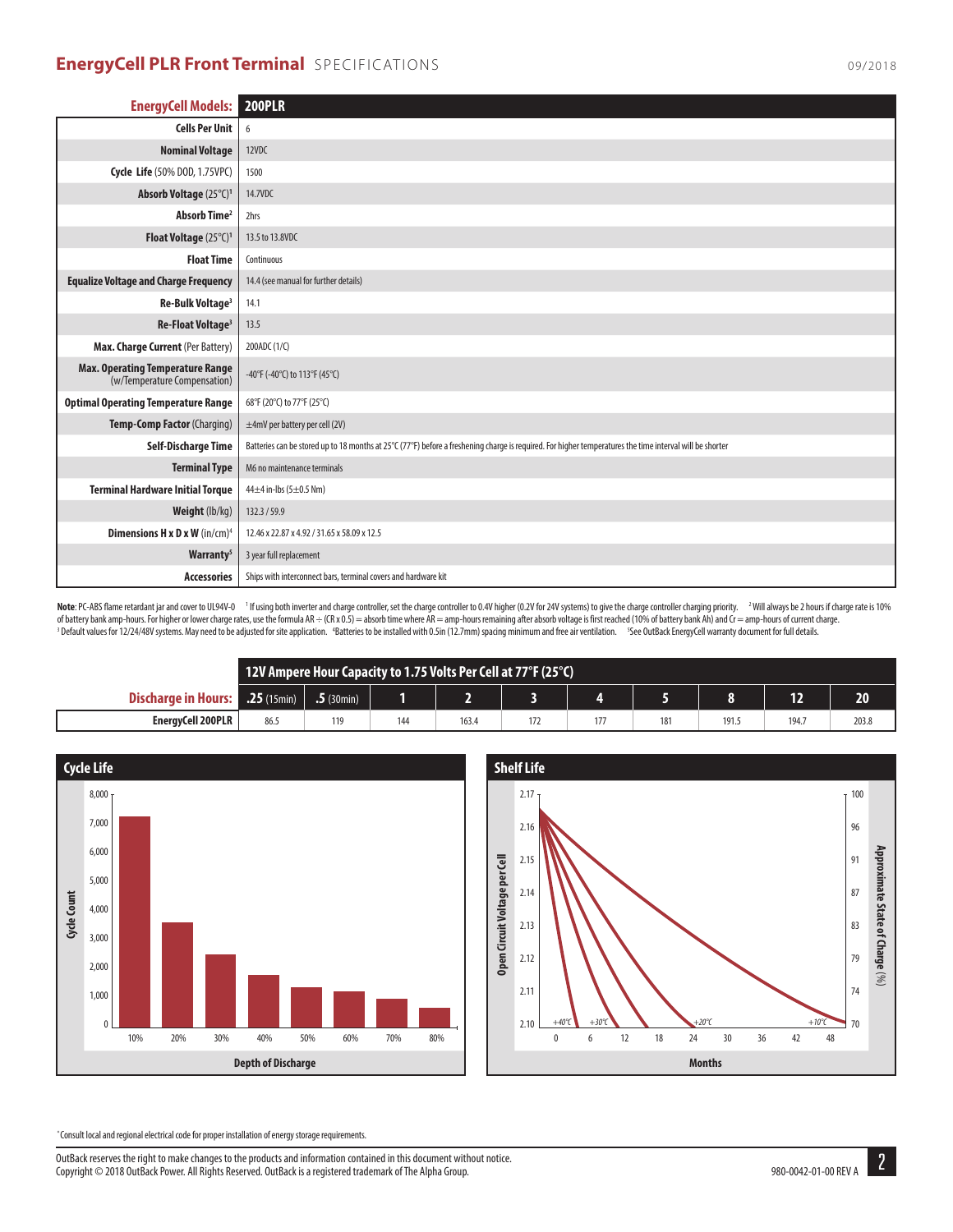# EnergyCell PLR Front Terminal SPECIFICATIONS

09/2018

| EnergyCell Models: | 200PLR |
|---|---|
| Cells Per Unit | 6 |
| Nominal Voltage | 12VDC |
| Cycle Life (50% DOD, 1.75VPC) | 1500 |
| Absorb Voltage (25°C)[1] | 14.7VDC |
| Absorb Time[2] | 2hrs |
| Float Voltage (25°C)[1] | 13.5 to 13.8VDC |
| Float Time | Continuous |
| Equalize Voltage and Charge Frequency | 14.4 (see manual for further details) |
| Re-Bulk Voltage[3] | 14.1 |
| Re-Float Voltage[3] | 13.5 |
| Max. Charge Current (Per Battery) | 200ADC (1/C) |
| Max. Operating Temperature Range (w/Temperature Compensation) | -40°F (-40°C) to 113°F (45°C) |
| Optimal Operating Temperature Range | 68°F (20°C) to 77°F (25°C) |
| Temp-Comp Factor (Charging) | ±4mV per battery per cell (2V) |
| Self-Discharge Time | Batteries can be stored up to 18 months at 25°C (77°F) before a freshening charge is required. For higher temperatures the time interval will be shorter |
| Terminal Type | M6 no maintenance terminals |
| Terminal Hardware Initial Torque | 44±4 in-lbs (5±0.5 Nm) |
| Weight (lb/kg) | 132.3 / 59.9 |
| Dimensions H x D x W (in/cm)[4] | 12.46 x 22.87 x 4.92 / 31.65 x 58.09 x 12.5 |
| Warranty[5] | 3 year full replacement |
| Accessories | Ships with interconnect bars, terminal covers and hardware kit |

**Note**: PC-ABS flame retardant jar and cover to UL94V-0 [1] If using both inverter and charge controller, set the charge controller to 0.4V higher (0.2V for 24V systems) to give the charge controller charging priority. [2] Will always be 2 hours if charge rate is 10% of battery bank amp-hours. For higher or lower charge rates, use the formula AR ÷ (CR x 0.5) = absorb time where AR = amp-hours remaining after absorb voltage is first reached (10% of battery bank Ah) and Cr = amp-hours of current charge.
[3] Default values for 12/24/48V systems. May need to be adjusted for site application. [4] Batteries to be installed with 0.5in (12.7mm) spacing minimum and free air ventilation. [5] See OutBack EnergyCell warranty document for full details.

| | 12V Ampere Hour Capacity to 1.75 Volts Per Cell at 77°F (25°C) | | | | | | | | | |
|---|---|---|---|---|---|---|---|---|---|---|
| Discharge in Hours: | .25 (15min) | .5 (30min) | 1 | 2 | 3 | 4 | 5 | 8 | 12 | 20 |
| EnergyCell 200PLR | 86.5 | 119 | 144 | 163.4 | 172 | 177 | 181 | 191.5 | 194.7 | 203.8 |

**Cycle Life**

Cycle Count

8,000
7,000
6,000
5,000
4,000
3,000
2,000
1,000
0

10% 20% 30% 40% 50% 60% 70% 80%

Depth of Discharge

**Shelf Life**

Open Circuit Voltage per Cell

2.17
2.16
2.15
2.14
2.13
2.12
2.11
2.10

+40°C +30°C +20°C +10°C

0 6 12 18 24 30 36 42 48

Months

Approximate State of Charge (%)

100 96 91 87 83 79 74 70

*Consult local and regional electrical code for proper installation of energy storage requirements.

OutBack reserves the right to make changes to the products and information contained in this document without notice.
Copyright © 2018 OutBack Power. All Rights Reserved. OutBack is a registered trademark of The Alpha Group.

980-0042-01-00 REV A